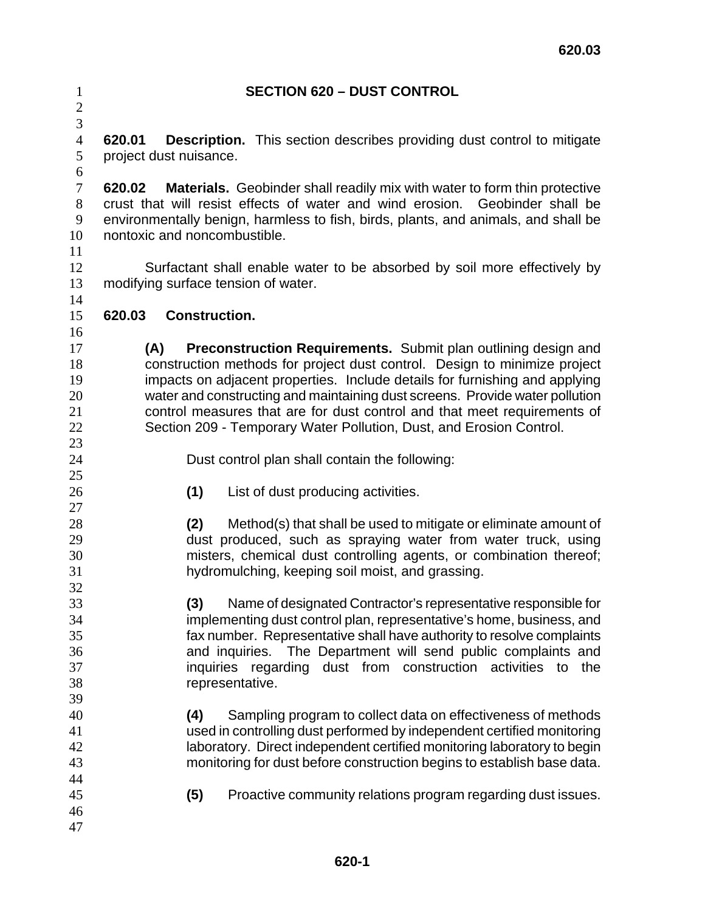# SECTION 620 – DUST CONTROL

**620.01 Description.** This section describes providing dust control to mitigate project dust nuisance.

**620.02 Materials.** Geobinder shall readily mix with water to form thin protective crust that will resist effects of water and wind erosion. Geobinder shall be environmentally benign, harmless to fish, birds, plants, and animals, and shall be nontoxic and noncombustible.

Surfactant shall enable water to be absorbed by soil more effectively by modifying surface tension of water.

**620.03 Construction.**

**(A) Preconstruction Requirements.** Submit plan outlining design and construction methods for project dust control. Design to minimize project impacts on adjacent properties. Include details for furnishing and applying water and constructing and maintaining dust screens. Provide water pollution control measures that are for dust control and that meet requirements of Section 209 - Temporary Water Pollution, Dust, and Erosion Control.

Dust control plan shall contain the following:

**(1)** List of dust producing activities.

**(2)** Method(s) that shall be used to mitigate or eliminate amount of dust produced, such as spraying water from water truck, using misters, chemical dust controlling agents, or combination thereof; hydromulching, keeping soil moist, and grassing.

**(3)** Name of designated Contractor's representative responsible for implementing dust control plan, representative's home, business, and fax number. Representative shall have authority to resolve complaints and inquiries. The Department will send public complaints and inquiries regarding dust from construction activities to the representative.

**(4)** Sampling program to collect data on effectiveness of methods used in controlling dust performed by independent certified monitoring laboratory. Direct independent certified monitoring laboratory to begin monitoring for dust before construction begins to establish base data.

**(5)** Proactive community relations program regarding dust issues.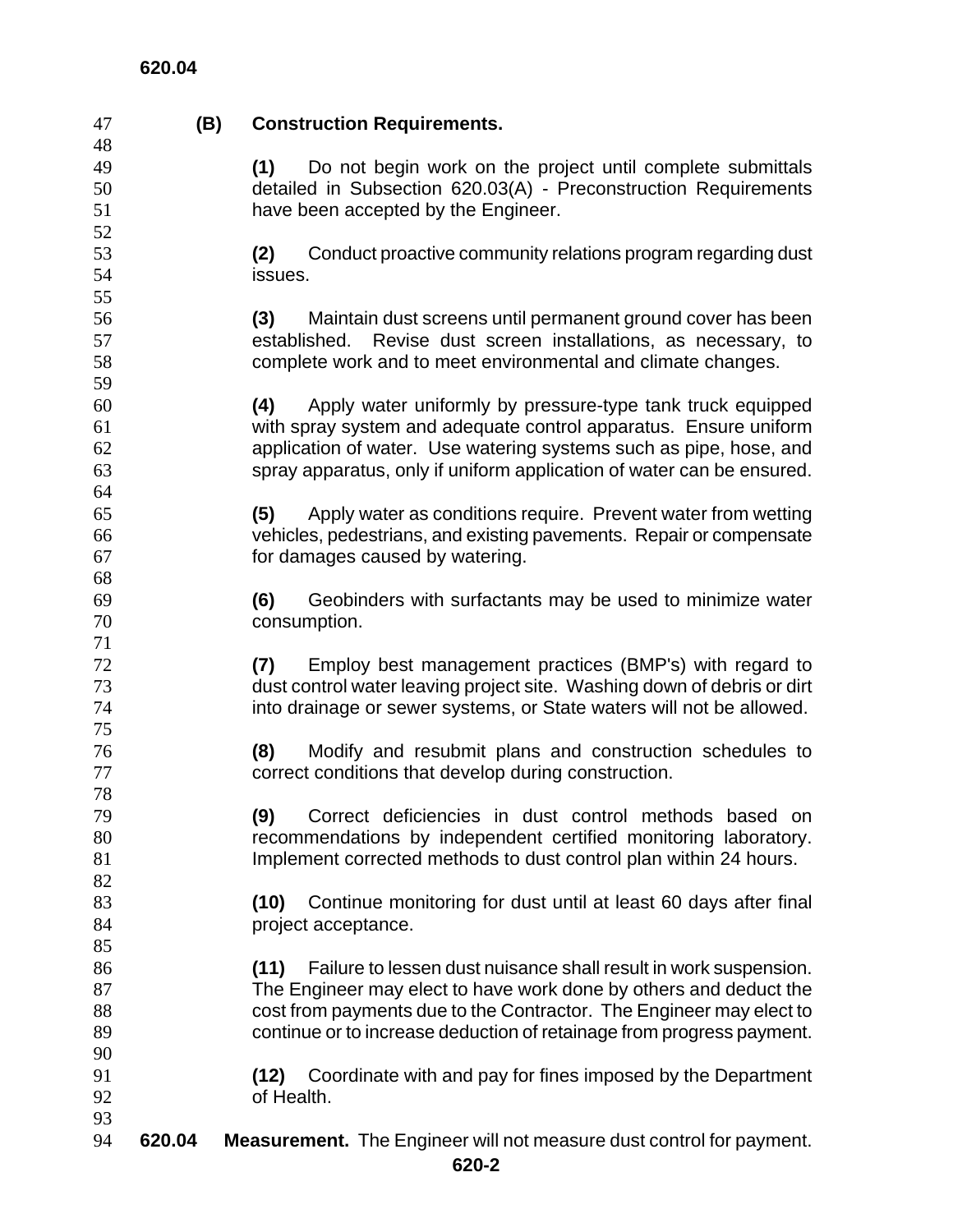**(B) Construction Requirements.**

**(1)** Do not begin work on the project until complete submittals detailed in Subsection 620.03(A) - Preconstruction Requirements have been accepted by the Engineer.

**(2)** Conduct proactive community relations program regarding dust issues.

**(3)** Maintain dust screens until permanent ground cover has been established. Revise dust screen installations, as necessary, to complete work and to meet environmental and climate changes.

**(4)** Apply water uniformly by pressure-type tank truck equipped with spray system and adequate control apparatus. Ensure uniform application of water. Use watering systems such as pipe, hose, and spray apparatus, only if uniform application of water can be ensured.

**(5)** Apply water as conditions require. Prevent water from wetting vehicles, pedestrians, and existing pavements. Repair or compensate for damages caused by watering.

**(6)** Geobinders with surfactants may be used to minimize water consumption.

**(7)** Employ best management practices (BMP's) with regard to dust control water leaving project site. Washing down of debris or dirt into drainage or sewer systems, or State waters will not be allowed.

**(8)** Modify and resubmit plans and construction schedules to correct conditions that develop during construction.

**(9)** Correct deficiencies in dust control methods based on recommendations by independent certified monitoring laboratory. Implement corrected methods to dust control plan within 24 hours.

**(10)** Continue monitoring for dust until at least 60 days after final project acceptance.

**(11)** Failure to lessen dust nuisance shall result in work suspension. The Engineer may elect to have work done by others and deduct the cost from payments due to the Contractor. The Engineer may elect to continue or to increase deduction of retainage from progress payment.

**(12)** Coordinate with and pay for fines imposed by the Department of Health.

**620.04 Measurement.** The Engineer will not measure dust control for payment.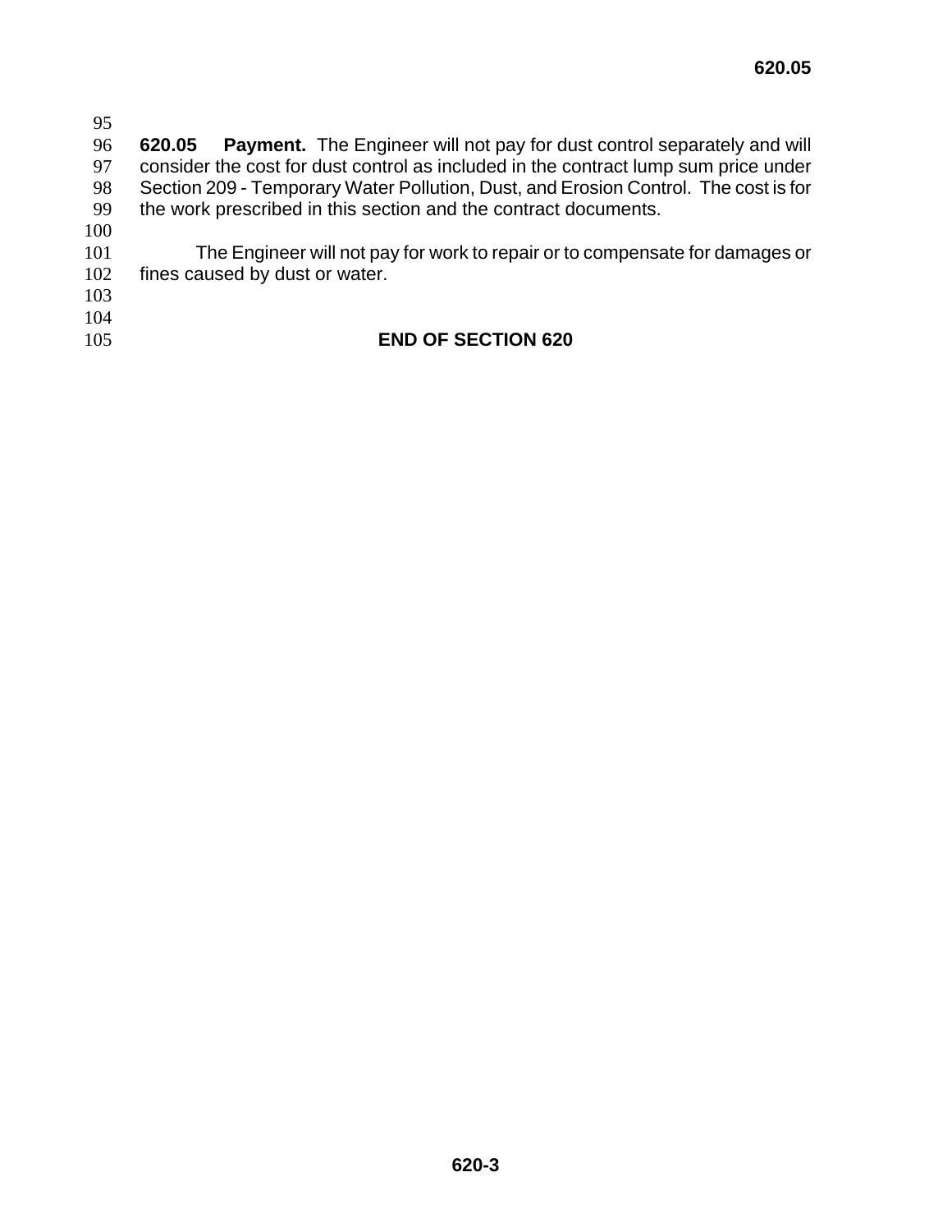**620.05 Payment.** The Engineer will not pay for dust control separately and will consider the cost for dust control as included in the contract lump sum price under Section 209 - Temporary Water Pollution, Dust, and Erosion Control. The cost is for the work prescribed in this section and the contract documents.

The Engineer will not pay for work to repair or to compensate for damages or fines caused by dust or water.

**END OF SECTION 620**